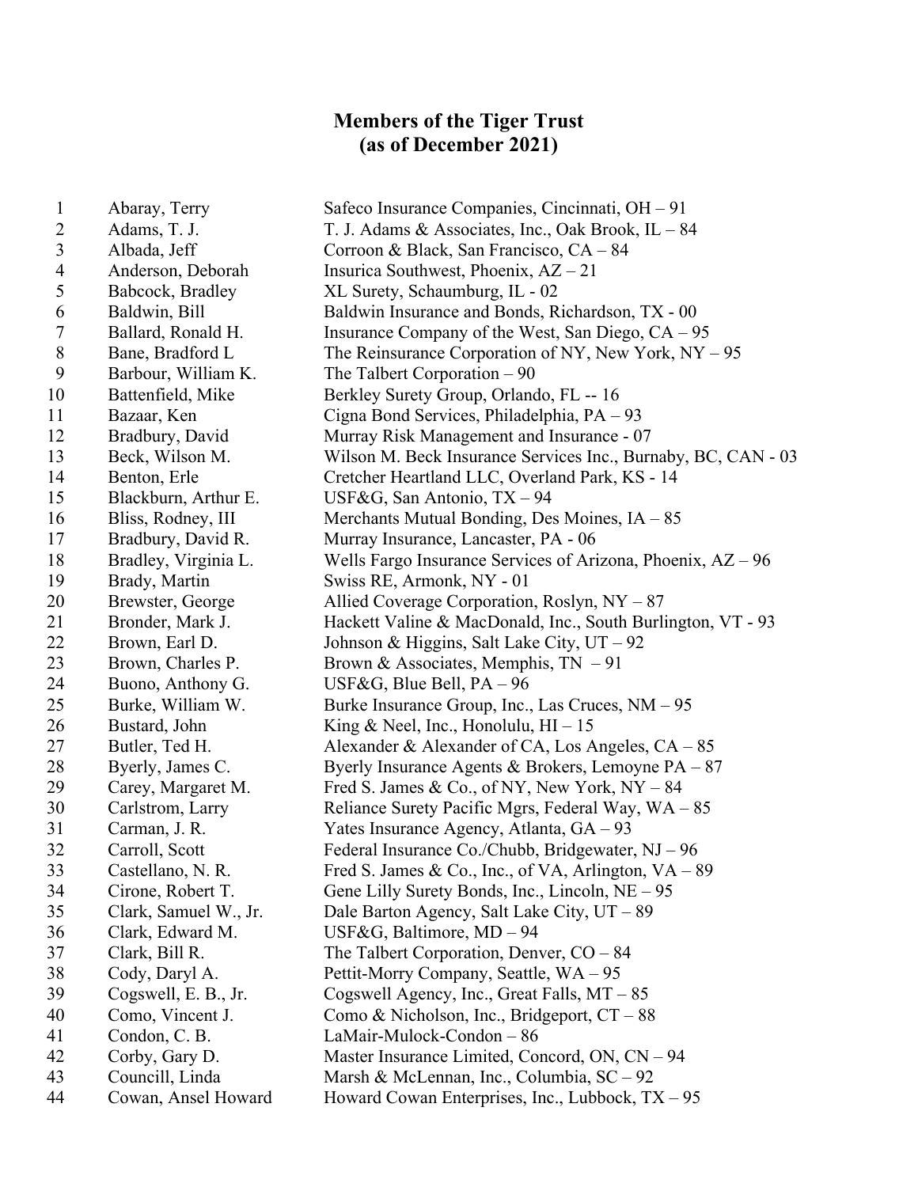# Members of the Tiger Trust
## (as of December 2021)

| | | |
|---|---|---|
| 1 | Abaray, Terry | Safeco Insurance Companies, Cincinnati, OH – 91 |
| 2 | Adams, T. J. | T. J. Adams & Associates, Inc., Oak Brook, IL – 84 |
| 3 | Albada, Jeff | Corroon & Black, San Francisco, CA – 84 |
| 4 | Anderson, Deborah | Insurica Southwest, Phoenix, AZ – 21 |
| 5 | Babcock, Bradley | XL Surety, Schaumburg, IL - 02 |
| 6 | Baldwin, Bill | Baldwin Insurance and Bonds, Richardson, TX - 00 |
| 7 | Ballard, Ronald H. | Insurance Company of the West, San Diego, CA – 95 |
| 8 | Bane, Bradford L | The Reinsurance Corporation of NY, New York, NY – 95 |
| 9 | Barbour, William K. | The Talbert Corporation – 90 |
| 10 | Battenfield, Mike | Berkley Surety Group, Orlando, FL -- 16 |
| 11 | Bazaar, Ken | Cigna Bond Services, Philadelphia, PA – 93 |
| 12 | Bradbury, David | Murray Risk Management and Insurance - 07 |
| 13 | Beck, Wilson M. | Wilson M. Beck Insurance Services Inc., Burnaby, BC, CAN - 03 |
| 14 | Benton, Erle | Cretcher Heartland LLC, Overland Park, KS - 14 |
| 15 | Blackburn, Arthur E. | USF&G, San Antonio, TX – 94 |
| 16 | Bliss, Rodney, III | Merchants Mutual Bonding, Des Moines, IA – 85 |
| 17 | Bradbury, David R. | Murray Insurance, Lancaster, PA - 06 |
| 18 | Bradley, Virginia L. | Wells Fargo Insurance Services of Arizona, Phoenix, AZ – 96 |
| 19 | Brady, Martin | Swiss RE, Armonk, NY - 01 |
| 20 | Brewster, George | Allied Coverage Corporation, Roslyn, NY – 87 |
| 21 | Bronder, Mark J. | Hackett Valine & MacDonald, Inc., South Burlington, VT - 93 |
| 22 | Brown, Earl D. | Johnson & Higgins, Salt Lake City, UT – 92 |
| 23 | Brown, Charles P. | Brown & Associates, Memphis, TN – 91 |
| 24 | Buono, Anthony G. | USF&G, Blue Bell, PA – 96 |
| 25 | Burke, William W. | Burke Insurance Group, Inc., Las Cruces, NM – 95 |
| 26 | Bustard, John | King & Neel, Inc., Honolulu, HI – 15 |
| 27 | Butler, Ted H. | Alexander & Alexander of CA, Los Angeles, CA – 85 |
| 28 | Byerly, James C. | Byerly Insurance Agents & Brokers, Lemoyne PA – 87 |
| 29 | Carey, Margaret M. | Fred S. James & Co., of NY, New York, NY – 84 |
| 30 | Carlstrom, Larry | Reliance Surety Pacific Mgrs, Federal Way, WA – 85 |
| 31 | Carman, J. R. | Yates Insurance Agency, Atlanta, GA – 93 |
| 32 | Carroll, Scott | Federal Insurance Co./Chubb, Bridgewater, NJ – 96 |
| 33 | Castellano, N. R. | Fred S. James & Co., Inc., of VA, Arlington, VA – 89 |
| 34 | Cirone, Robert T. | Gene Lilly Surety Bonds, Inc., Lincoln, NE – 95 |
| 35 | Clark, Samuel W., Jr. | Dale Barton Agency, Salt Lake City, UT – 89 |
| 36 | Clark, Edward M. | USF&G, Baltimore, MD – 94 |
| 37 | Clark, Bill R. | The Talbert Corporation, Denver, CO – 84 |
| 38 | Cody, Daryl A. | Pettit-Morry Company, Seattle, WA – 95 |
| 39 | Cogswell, E. B., Jr. | Cogswell Agency, Inc., Great Falls, MT – 85 |
| 40 | Como, Vincent J. | Como & Nicholson, Inc., Bridgeport, CT – 88 |
| 41 | Condon, C. B. | LaMair-Mulock-Condon – 86 |
| 42 | Corby, Gary D. | Master Insurance Limited, Concord, ON, CN – 94 |
| 43 | Councill, Linda | Marsh & McLennan, Inc., Columbia, SC – 92 |
| 44 | Cowan, Ansel Howard | Howard Cowan Enterprises, Inc., Lubbock, TX – 95 |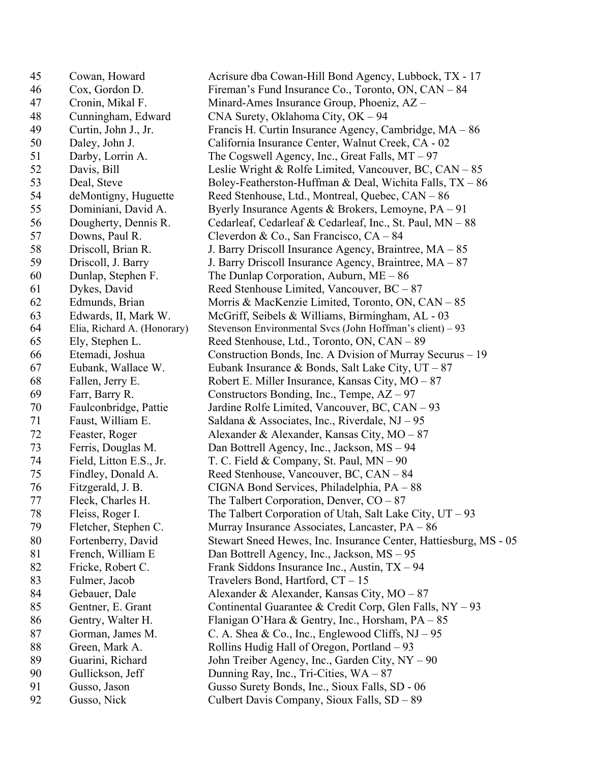| | | |
|---|---|---|
| 45 | Cowan, Howard | Acrisure dba Cowan-Hill Bond Agency, Lubbock, TX - 17 |
| 46 | Cox, Gordon D. | Fireman's Fund Insurance Co., Toronto, ON, CAN – 84 |
| 47 | Cronin, Mikal F. | Minard-Ames Insurance Group, Phoeniz, AZ – |
| 48 | Cunningham, Edward | CNA Surety, Oklahoma City, OK – 94 |
| 49 | Curtin, John J., Jr. | Francis H. Curtin Insurance Agency, Cambridge, MA – 86 |
| 50 | Daley, John J. | California Insurance Center, Walnut Creek, CA - 02 |
| 51 | Darby, Lorrin A. | The Cogswell Agency, Inc., Great Falls, MT – 97 |
| 52 | Davis, Bill | Leslie Wright & Rolfe Limited, Vancouver, BC, CAN – 85 |
| 53 | Deal, Steve | Boley-Featherston-Huffman & Deal, Wichita Falls, TX – 86 |
| 54 | deMontigny, Huguette | Reed Stenhouse, Ltd., Montreal, Quebec, CAN – 86 |
| 55 | Dominiani, David A. | Byerly Insurance Agents & Brokers, Lemoyne, PA – 91 |
| 56 | Dougherty, Dennis R. | Cedarleaf, Cedarleaf & Cedarleaf, Inc., St. Paul, MN – 88 |
| 57 | Downs, Paul R. | Cleverdon & Co., San Francisco, CA – 84 |
| 58 | Driscoll, Brian R. | J. Barry Driscoll Insurance Agency, Braintree, MA – 85 |
| 59 | Driscoll, J. Barry | J. Barry Driscoll Insurance Agency, Braintree, MA – 87 |
| 60 | Dunlap, Stephen F. | The Dunlap Corporation, Auburn, ME – 86 |
| 61 | Dykes, David | Reed Stenhouse Limited, Vancouver, BC – 87 |
| 62 | Edmunds, Brian | Morris & MacKenzie Limited, Toronto, ON, CAN – 85 |
| 63 | Edwards, II, Mark W. | McGriff, Seibels & Williams, Birmingham, AL - 03 |
| 64 | Elia, Richard A. (Honorary) | Stevenson Environmental Svcs (John Hoffman's client) – 93 |
| 65 | Ely, Stephen L. | Reed Stenhouse, Ltd., Toronto, ON, CAN – 89 |
| 66 | Etemadi, Joshua | Construction Bonds, Inc. A Dvision of Murray Securus – 19 |
| 67 | Eubank, Wallace W. | Eubank Insurance & Bonds, Salt Lake City, UT – 87 |
| 68 | Fallen, Jerry E. | Robert E. Miller Insurance, Kansas City, MO – 87 |
| 69 | Farr, Barry R. | Constructors Bonding, Inc., Tempe, AZ – 97 |
| 70 | Faulconbridge, Pattie | Jardine Rolfe Limited, Vancouver, BC, CAN – 93 |
| 71 | Faust, William E. | Saldana & Associates, Inc., Riverdale, NJ – 95 |
| 72 | Feaster, Roger | Alexander & Alexander, Kansas City, MO – 87 |
| 73 | Ferris, Douglas M. | Dan Bottrell Agency, Inc., Jackson, MS – 94 |
| 74 | Field, Litton E.S., Jr. | T. C. Field & Company, St. Paul, MN – 90 |
| 75 | Findley, Donald A. | Reed Stenhouse, Vancouver, BC, CAN – 84 |
| 76 | Fitzgerald, J. B. | CIGNA Bond Services, Philadelphia, PA – 88 |
| 77 | Fleck, Charles H. | The Talbert Corporation, Denver, CO – 87 |
| 78 | Fleiss, Roger I. | The Talbert Corporation of Utah, Salt Lake City, UT – 93 |
| 79 | Fletcher, Stephen C. | Murray Insurance Associates, Lancaster, PA – 86 |
| 80 | Fortenberry, David | Stewart Sneed Hewes, Inc. Insurance Center, Hattiesburg, MS - 05 |
| 81 | French, William E | Dan Bottrell Agency, Inc., Jackson, MS – 95 |
| 82 | Fricke, Robert C. | Frank Siddons Insurance Inc., Austin, TX – 94 |
| 83 | Fulmer, Jacob | Travelers Bond, Hartford, CT – 15 |
| 84 | Gebauer, Dale | Alexander & Alexander, Kansas City, MO – 87 |
| 85 | Gentner, E. Grant | Continental Guarantee & Credit Corp, Glen Falls, NY – 93 |
| 86 | Gentry, Walter H. | Flanigan O'Hara & Gentry, Inc., Horsham, PA – 85 |
| 87 | Gorman, James M. | C. A. Shea & Co., Inc., Englewood Cliffs, NJ – 95 |
| 88 | Green, Mark A. | Rollins Hudig Hall of Oregon, Portland – 93 |
| 89 | Guarini, Richard | John Treiber Agency, Inc., Garden City, NY – 90 |
| 90 | Gullickson, Jeff | Dunning Ray, Inc., Tri-Cities, WA – 87 |
| 91 | Gusso, Jason | Gusso Surety Bonds, Inc., Sioux Falls, SD - 06 |
| 92 | Gusso, Nick | Culbert Davis Company, Sioux Falls, SD – 89 |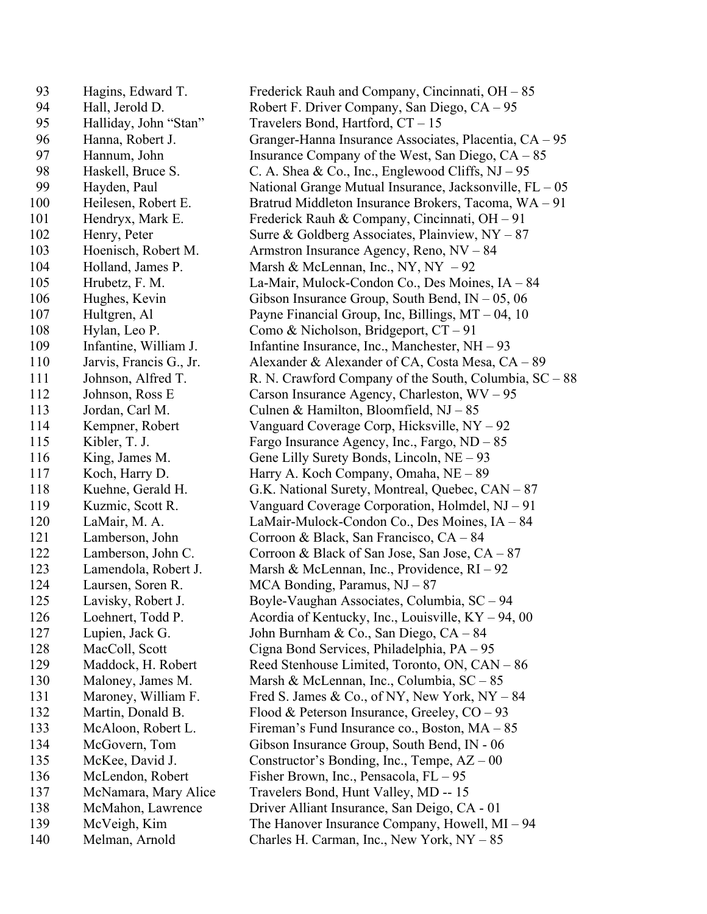| | | |
|---|---|---|
| 93 | Hagins, Edward T. | Frederick Rauh and Company, Cincinnati, OH – 85 |
| 94 | Hall, Jerold D. | Robert F. Driver Company, San Diego, CA – 95 |
| 95 | Halliday, John “Stan” | Travelers Bond, Hartford, CT – 15 |
| 96 | Hanna, Robert J. | Granger-Hanna Insurance Associates, Placentia, CA – 95 |
| 97 | Hannum, John | Insurance Company of the West, San Diego, CA – 85 |
| 98 | Haskell, Bruce S. | C. A. Shea & Co., Inc., Englewood Cliffs, NJ – 95 |
| 99 | Hayden, Paul | National Grange Mutual Insurance, Jacksonville, FL – 05 |
| 100 | Heilesen, Robert E. | Bratrud Middleton Insurance Brokers, Tacoma, WA – 91 |
| 101 | Hendryx, Mark E. | Frederick Rauh & Company, Cincinnati, OH – 91 |
| 102 | Henry, Peter | Surre & Goldberg Associates, Plainview, NY – 87 |
| 103 | Hoenisch, Robert M. | Armstron Insurance Agency, Reno, NV – 84 |
| 104 | Holland, James P. | Marsh & McLennan, Inc., NY, NY – 92 |
| 105 | Hrubetz, F. M. | La-Mair, Mulock-Condon Co., Des Moines, IA – 84 |
| 106 | Hughes, Kevin | Gibson Insurance Group, South Bend, IN – 05, 06 |
| 107 | Hultgren, Al | Payne Financial Group, Inc, Billings, MT – 04, 10 |
| 108 | Hylan, Leo P. | Como & Nicholson, Bridgeport, CT – 91 |
| 109 | Infantine, William J. | Infantine Insurance, Inc., Manchester, NH – 93 |
| 110 | Jarvis, Francis G., Jr. | Alexander & Alexander of CA, Costa Mesa, CA – 89 |
| 111 | Johnson, Alfred T. | R. N. Crawford Company of the South, Columbia, SC – 88 |
| 112 | Johnson, Ross E | Carson Insurance Agency, Charleston, WV – 95 |
| 113 | Jordan, Carl M. | Culnen & Hamilton, Bloomfield, NJ – 85 |
| 114 | Kempner, Robert | Vanguard Coverage Corp, Hicksville, NY – 92 |
| 115 | Kibler, T. J. | Fargo Insurance Agency, Inc., Fargo, ND – 85 |
| 116 | King, James M. | Gene Lilly Surety Bonds, Lincoln, NE – 93 |
| 117 | Koch, Harry D. | Harry A. Koch Company, Omaha, NE – 89 |
| 118 | Kuehne, Gerald H. | G.K. National Surety, Montreal, Quebec, CAN – 87 |
| 119 | Kuzmic, Scott R. | Vanguard Coverage Corporation, Holmdel, NJ – 91 |
| 120 | LaMair, M. A. | LaMair-Mulock-Condon Co., Des Moines, IA – 84 |
| 121 | Lamberson, John | Corroon & Black, San Francisco, CA – 84 |
| 122 | Lamberson, John C. | Corroon & Black of San Jose, San Jose, CA – 87 |
| 123 | Lamendola, Robert J. | Marsh & McLennan, Inc., Providence, RI – 92 |
| 124 | Laursen, Soren R. | MCA Bonding, Paramus, NJ – 87 |
| 125 | Lavisky, Robert J. | Boyle-Vaughan Associates, Columbia, SC – 94 |
| 126 | Loehnert, Todd P. | Acordia of Kentucky, Inc., Louisville, KY – 94, 00 |
| 127 | Lupien, Jack G. | John Burnham & Co., San Diego, CA – 84 |
| 128 | MacColl, Scott | Cigna Bond Services, Philadelphia, PA – 95 |
| 129 | Maddock, H. Robert | Reed Stenhouse Limited, Toronto, ON, CAN – 86 |
| 130 | Maloney, James M. | Marsh & McLennan, Inc., Columbia, SC – 85 |
| 131 | Maroney, William F. | Fred S. James & Co., of NY, New York, NY – 84 |
| 132 | Martin, Donald B. | Flood & Peterson Insurance, Greeley, CO – 93 |
| 133 | McAloon, Robert L. | Fireman’s Fund Insurance co., Boston, MA – 85 |
| 134 | McGovern, Tom | Gibson Insurance Group, South Bend, IN - 06 |
| 135 | McKee, David J. | Constructor’s Bonding, Inc., Tempe, AZ – 00 |
| 136 | McLendon, Robert | Fisher Brown, Inc., Pensacola, FL – 95 |
| 137 | McNamara, Mary Alice | Travelers Bond, Hunt Valley, MD -- 15 |
| 138 | McMahon, Lawrence | Driver Alliant Insurance, San Deigo, CA - 01 |
| 139 | McVeigh, Kim | The Hanover Insurance Company, Howell, MI – 94 |
| 140 | Melman, Arnold | Charles H. Carman, Inc., New York, NY – 85 |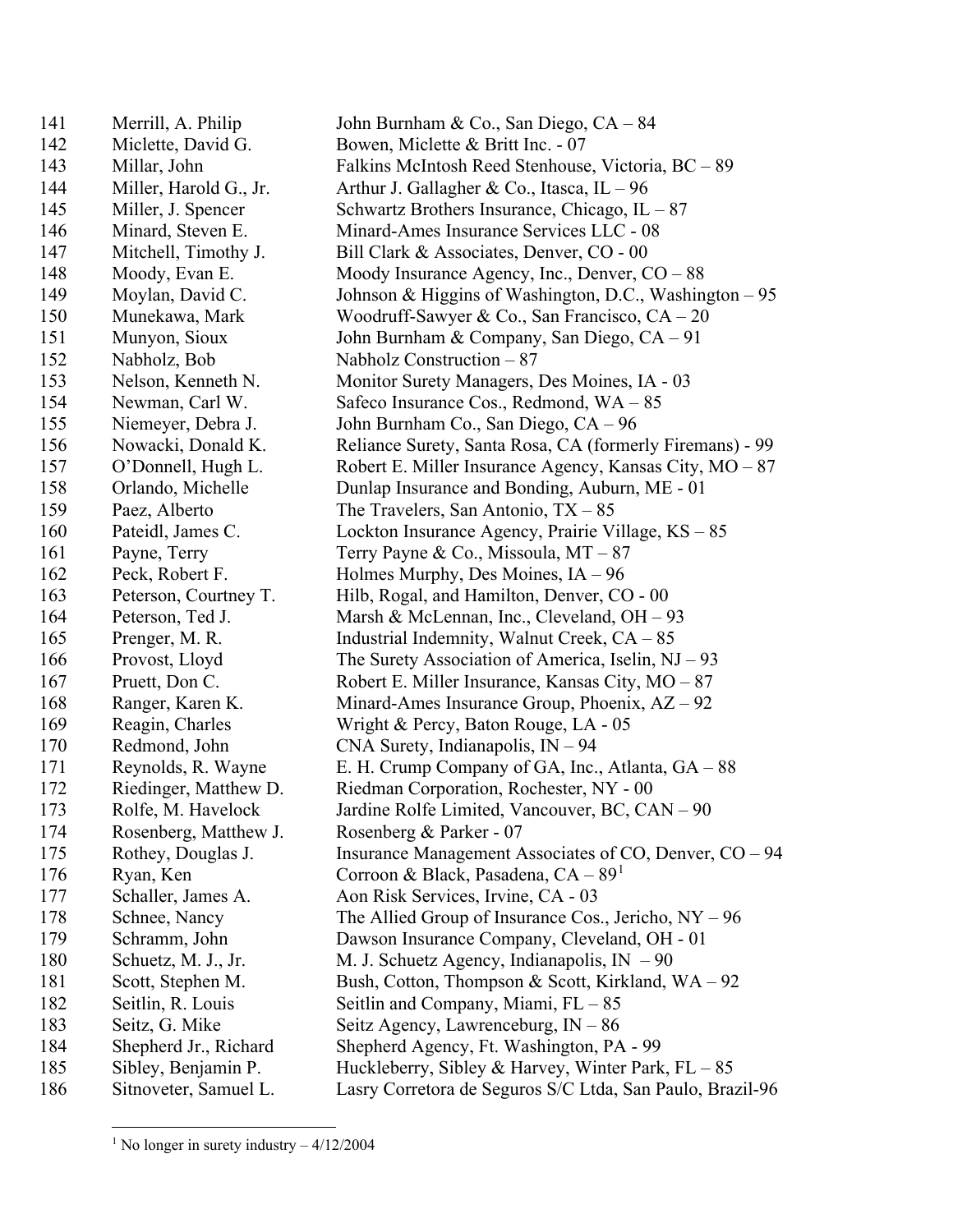| | | |
|---|---|---|
| 141 | Merrill, A. Philip | John Burnham & Co., San Diego, CA – 84 |
| 142 | Miclette, David G. | Bowen, Miclette & Britt Inc. - 07 |
| 143 | Millar, John | Falkins McIntosh Reed Stenhouse, Victoria, BC – 89 |
| 144 | Miller, Harold G., Jr. | Arthur J. Gallagher & Co., Itasca, IL – 96 |
| 145 | Miller, J. Spencer | Schwartz Brothers Insurance, Chicago, IL – 87 |
| 146 | Minard, Steven E. | Minard-Ames Insurance Services LLC - 08 |
| 147 | Mitchell, Timothy J. | Bill Clark & Associates, Denver, CO - 00 |
| 148 | Moody, Evan E. | Moody Insurance Agency, Inc., Denver, CO – 88 |
| 149 | Moylan, David C. | Johnson & Higgins of Washington, D.C., Washington – 95 |
| 150 | Munekawa, Mark | Woodruff-Sawyer & Co., San Francisco, CA – 20 |
| 151 | Munyon, Sioux | John Burnham & Company, San Diego, CA – 91 |
| 152 | Nabholz, Bob | Nabholz Construction – 87 |
| 153 | Nelson, Kenneth N. | Monitor Surety Managers, Des Moines, IA - 03 |
| 154 | Newman, Carl W. | Safeco Insurance Cos., Redmond, WA – 85 |
| 155 | Niemeyer, Debra J. | John Burnham Co., San Diego, CA – 96 |
| 156 | Nowacki, Donald K. | Reliance Surety, Santa Rosa, CA (formerly Firemans) - 99 |
| 157 | O'Donnell, Hugh L. | Robert E. Miller Insurance Agency, Kansas City, MO – 87 |
| 158 | Orlando, Michelle | Dunlap Insurance and Bonding, Auburn, ME - 01 |
| 159 | Paez, Alberto | The Travelers, San Antonio, TX – 85 |
| 160 | Pateidl, James C. | Lockton Insurance Agency, Prairie Village, KS – 85 |
| 161 | Payne, Terry | Terry Payne & Co., Missoula, MT – 87 |
| 162 | Peck, Robert F. | Holmes Murphy, Des Moines, IA – 96 |
| 163 | Peterson, Courtney T. | Hilb, Rogal, and Hamilton, Denver, CO - 00 |
| 164 | Peterson, Ted J. | Marsh & McLennan, Inc., Cleveland, OH – 93 |
| 165 | Prenger, M. R. | Industrial Indemnity, Walnut Creek, CA – 85 |
| 166 | Provost, Lloyd | The Surety Association of America, Iselin, NJ – 93 |
| 167 | Pruett, Don C. | Robert E. Miller Insurance, Kansas City, MO – 87 |
| 168 | Ranger, Karen K. | Minard-Ames Insurance Group, Phoenix, AZ – 92 |
| 169 | Reagin, Charles | Wright & Percy, Baton Rouge, LA - 05 |
| 170 | Redmond, John | CNA Surety, Indianapolis, IN – 94 |
| 171 | Reynolds, R. Wayne | E. H. Crump Company of GA, Inc., Atlanta, GA – 88 |
| 172 | Riedinger, Matthew D. | Riedman Corporation, Rochester, NY - 00 |
| 173 | Rolfe, M. Havelock | Jardine Rolfe Limited, Vancouver, BC, CAN – 90 |
| 174 | Rosenberg, Matthew J. | Rosenberg & Parker - 07 |
| 175 | Rothey, Douglas J. | Insurance Management Associates of CO, Denver, CO – 94 |
| 176 | Ryan, Ken | Corroon & Black, Pasadena, CA – 89[1] |
| 177 | Schaller, James A. | Aon Risk Services, Irvine, CA - 03 |
| 178 | Schnee, Nancy | The Allied Group of Insurance Cos., Jericho, NY – 96 |
| 179 | Schramm, John | Dawson Insurance Company, Cleveland, OH - 01 |
| 180 | Schuetz, M. J., Jr. | M. J. Schuetz Agency, Indianapolis, IN – 90 |
| 181 | Scott, Stephen M. | Bush, Cotton, Thompson & Scott, Kirkland, WA – 92 |
| 182 | Seitlin, R. Louis | Seitlin and Company, Miami, FL – 85 |
| 183 | Seitz, G. Mike | Seitz Agency, Lawrenceburg, IN – 86 |
| 184 | Shepherd Jr., Richard | Shepherd Agency, Ft. Washington, PA - 99 |
| 185 | Sibley, Benjamin P. | Huckleberry, Sibley & Harvey, Winter Park, FL – 85 |
| 186 | Sitnoveter, Samuel L. | Lasry Corretora de Seguros S/C Ltda, San Paulo, Brazil-96 |

[1] No longer in surety industry – 4/12/2004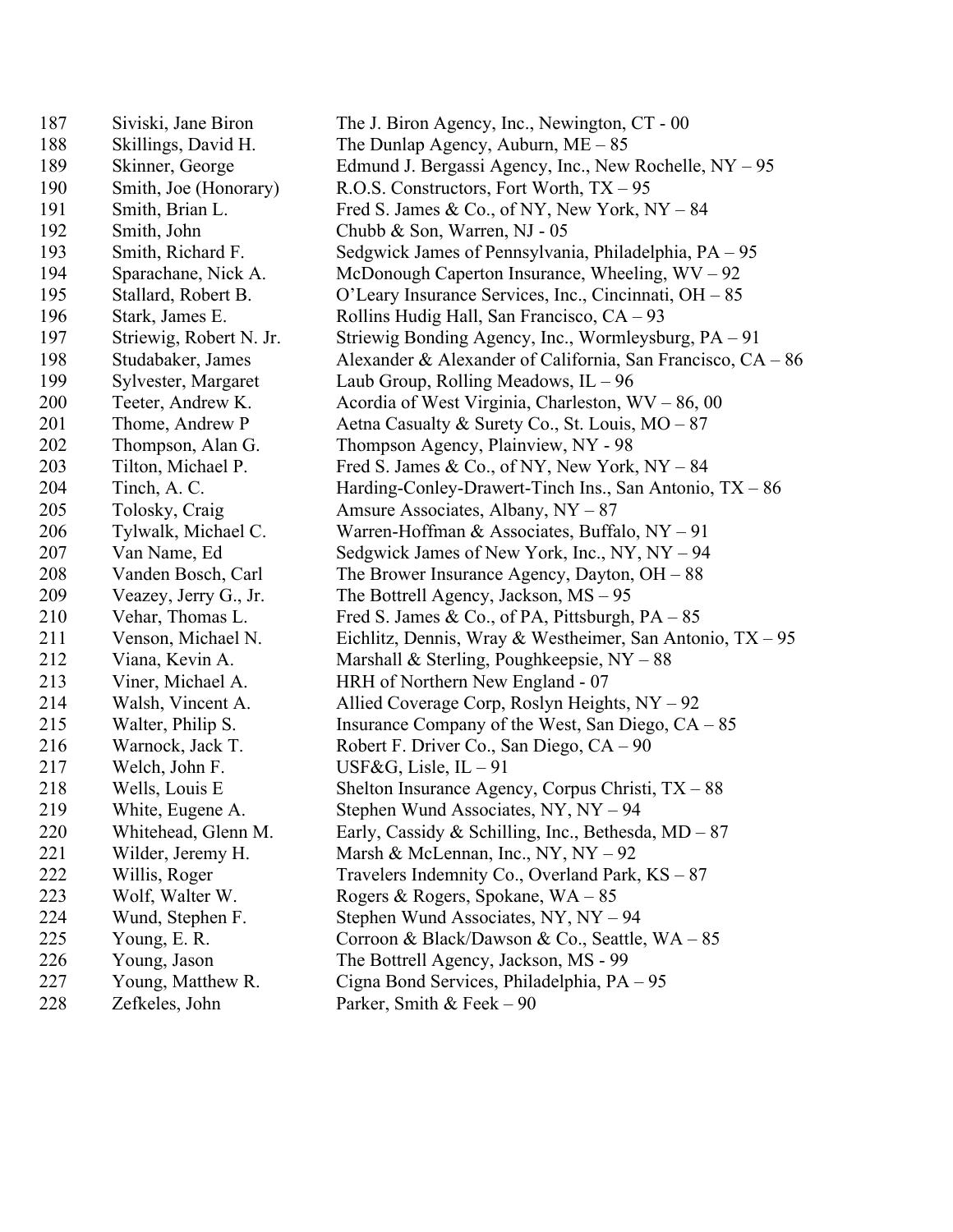| | | |
|---|---|---|
| 187 | Siviski, Jane Biron | The J. Biron Agency, Inc., Newington, CT - 00 |
| 188 | Skillings, David H. | The Dunlap Agency, Auburn, ME – 85 |
| 189 | Skinner, George | Edmund J. Bergassi Agency, Inc., New Rochelle, NY – 95 |
| 190 | Smith, Joe (Honorary) | R.O.S. Constructors, Fort Worth, TX – 95 |
| 191 | Smith, Brian L. | Fred S. James & Co., of NY, New York, NY – 84 |
| 192 | Smith, John | Chubb & Son, Warren, NJ - 05 |
| 193 | Smith, Richard F. | Sedgwick James of Pennsylvania, Philadelphia, PA – 95 |
| 194 | Sparachane, Nick A. | McDonough Caperton Insurance, Wheeling, WV – 92 |
| 195 | Stallard, Robert B. | O'Leary Insurance Services, Inc., Cincinnati, OH – 85 |
| 196 | Stark, James E. | Rollins Hudig Hall, San Francisco, CA – 93 |
| 197 | Striewig, Robert N. Jr. | Striewig Bonding Agency, Inc., Wormleysburg, PA – 91 |
| 198 | Studabaker, James | Alexander & Alexander of California, San Francisco, CA – 86 |
| 199 | Sylvester, Margaret | Laub Group, Rolling Meadows, IL – 96 |
| 200 | Teeter, Andrew K. | Acordia of West Virginia, Charleston, WV – 86, 00 |
| 201 | Thome, Andrew P | Aetna Casualty & Surety Co., St. Louis, MO – 87 |
| 202 | Thompson, Alan G. | Thompson Agency, Plainview, NY - 98 |
| 203 | Tilton, Michael P. | Fred S. James & Co., of NY, New York, NY – 84 |
| 204 | Tinch, A. C. | Harding-Conley-Drawert-Tinch Ins., San Antonio, TX – 86 |
| 205 | Tolosky, Craig | Amsure Associates, Albany, NY – 87 |
| 206 | Tylwalk, Michael C. | Warren-Hoffman & Associates, Buffalo, NY – 91 |
| 207 | Van Name, Ed | Sedgwick James of New York, Inc., NY, NY – 94 |
| 208 | Vanden Bosch, Carl | The Brower Insurance Agency, Dayton, OH – 88 |
| 209 | Veazey, Jerry G., Jr. | The Bottrell Agency, Jackson, MS – 95 |
| 210 | Vehar, Thomas L. | Fred S. James & Co., of PA, Pittsburgh, PA – 85 |
| 211 | Venson, Michael N. | Eichlitz, Dennis, Wray & Westheimer, San Antonio, TX – 95 |
| 212 | Viana, Kevin A. | Marshall & Sterling, Poughkeepsie, NY – 88 |
| 213 | Viner, Michael A. | HRH of Northern New England - 07 |
| 214 | Walsh, Vincent A. | Allied Coverage Corp, Roslyn Heights, NY – 92 |
| 215 | Walter, Philip S. | Insurance Company of the West, San Diego, CA – 85 |
| 216 | Warnock, Jack T. | Robert F. Driver Co., San Diego, CA – 90 |
| 217 | Welch, John F. | USF&G, Lisle, IL – 91 |
| 218 | Wells, Louis E | Shelton Insurance Agency, Corpus Christi, TX – 88 |
| 219 | White, Eugene A. | Stephen Wund Associates, NY, NY – 94 |
| 220 | Whitehead, Glenn M. | Early, Cassidy & Schilling, Inc., Bethesda, MD – 87 |
| 221 | Wilder, Jeremy H. | Marsh & McLennan, Inc., NY, NY – 92 |
| 222 | Willis, Roger | Travelers Indemnity Co., Overland Park, KS – 87 |
| 223 | Wolf, Walter W. | Rogers & Rogers, Spokane, WA – 85 |
| 224 | Wund, Stephen F. | Stephen Wund Associates, NY, NY – 94 |
| 225 | Young, E. R. | Corroon & Black/Dawson & Co., Seattle, WA – 85 |
| 226 | Young, Jason | The Bottrell Agency, Jackson, MS - 99 |
| 227 | Young, Matthew R. | Cigna Bond Services, Philadelphia, PA – 95 |
| 228 | Zefkeles, John | Parker, Smith & Feek – 90 |